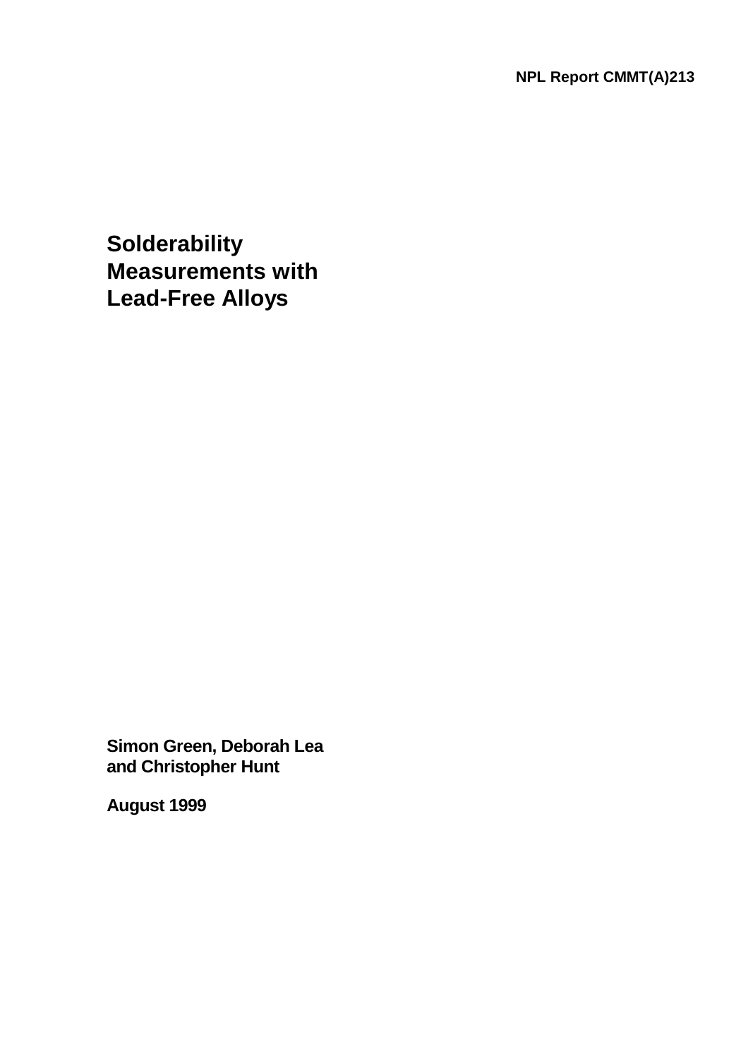NPL Report CMMT(A)213

# Solderability Measurements with Lead-Free Alloys

**Simon Green, Deborah Lea and Christopher Hunt**

**August 1999**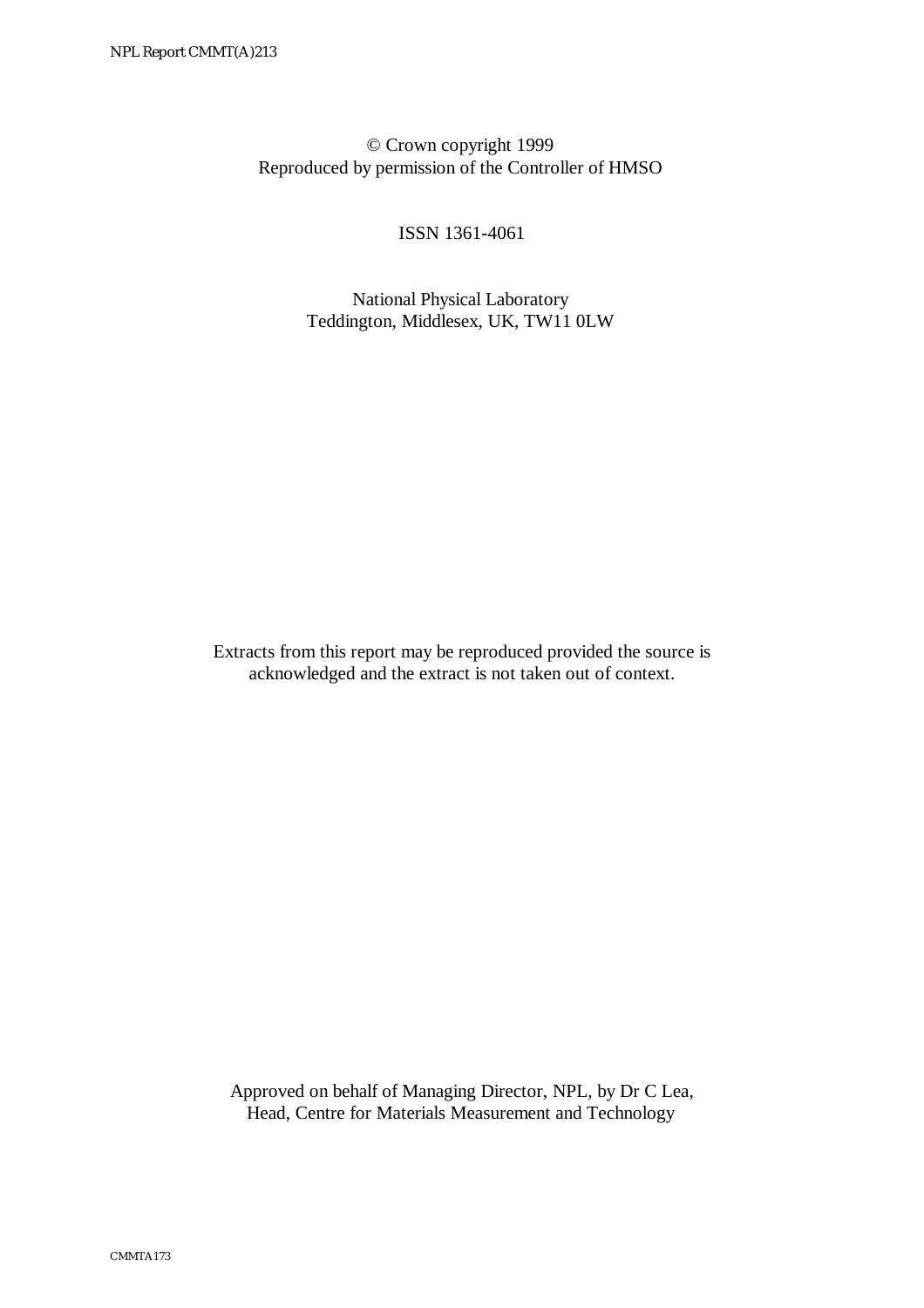© Crown copyright 1999
Reproduced by permission of the Controller of HMSO

ISSN 1361-4061

National Physical Laboratory
Teddington, Middlesex, UK, TW11 0LW

Extracts from this report may be reproduced provided the source is acknowledged and the extract is not taken out of context.

Approved on behalf of Managing Director, NPL, by Dr C Lea,
Head, Centre for Materials Measurement and Technology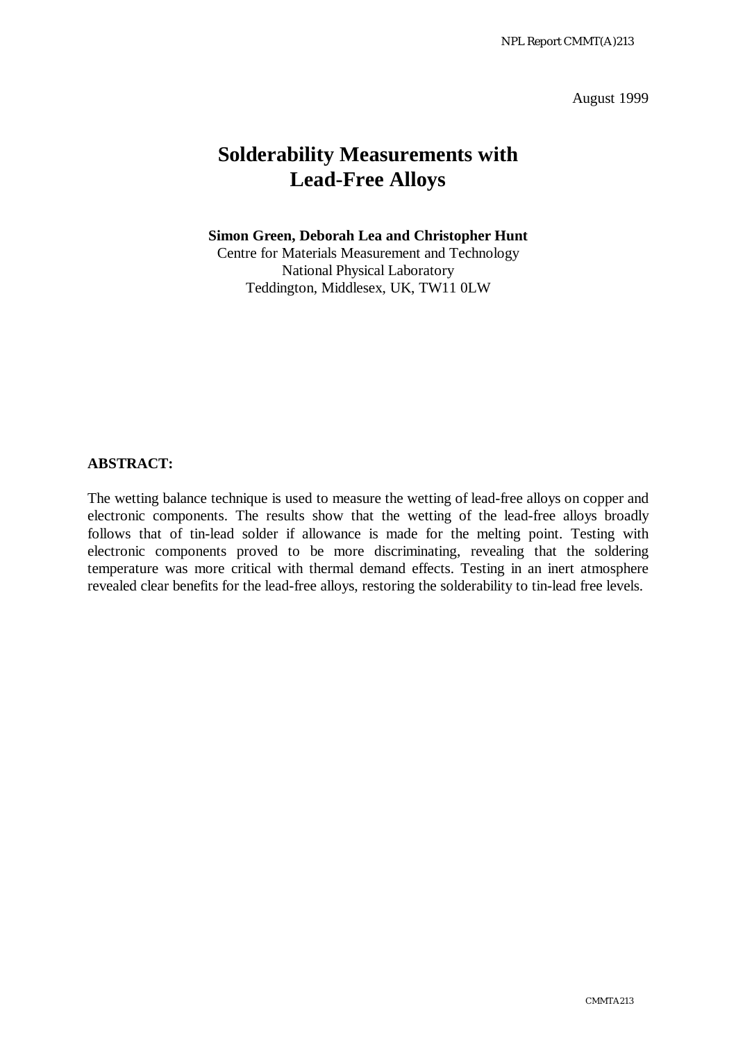August 1999

# Solderability Measurements with Lead-Free Alloys

**Simon Green, Deborah Lea and Christopher Hunt**
Centre for Materials Measurement and Technology
National Physical Laboratory
Teddington, Middlesex, UK, TW11 0LW

**ABSTRACT:**

The wetting balance technique is used to measure the wetting of lead-free alloys on copper and electronic components. The results show that the wetting of the lead-free alloys broadly follows that of tin-lead solder if allowance is made for the melting point. Testing with electronic components proved to be more discriminating, revealing that the soldering temperature was more critical with thermal demand effects. Testing in an inert atmosphere revealed clear benefits for the lead-free alloys, restoring the solderability to tin-lead free levels.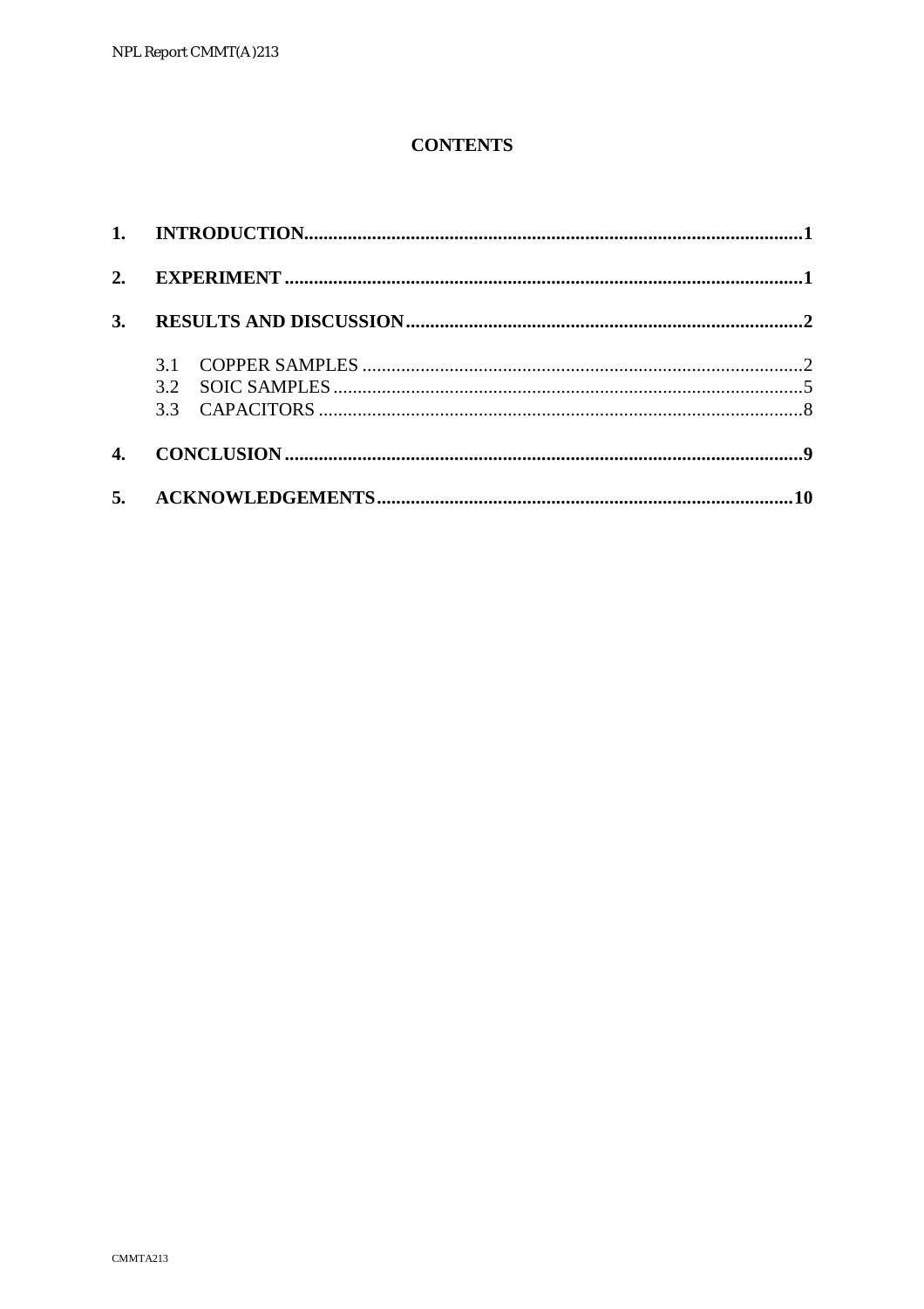# CONTENTS

**1. INTRODUCTION** .......... **1**

**2. EXPERIMENT** .......... **1**

**3. RESULTS AND DISCUSSION** .......... **2**

- 3.1 COPPER SAMPLES .......... 2
- 3.2 SOIC SAMPLES .......... 5
- 3.3 CAPACITORS .......... 8

**4. CONCLUSION** .......... **9**

**5. ACKNOWLEDGEMENTS** .......... **10**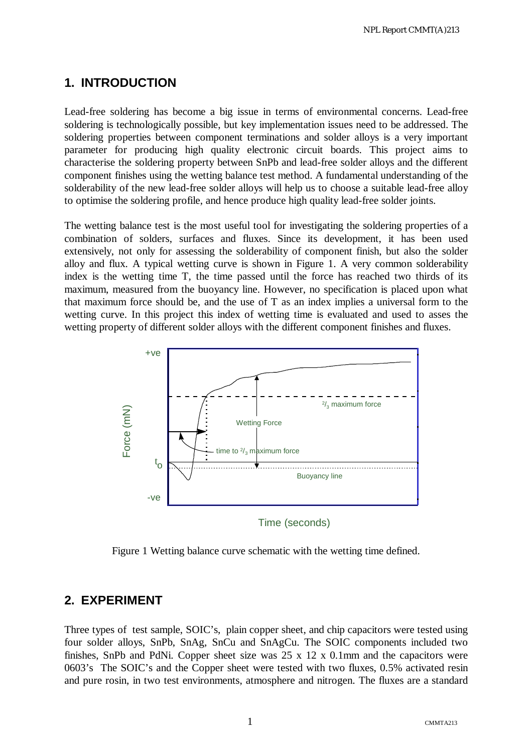# 1. INTRODUCTION

Lead-free soldering has become a big issue in terms of environmental concerns. Lead-free soldering is technologically possible, but key implementation issues need to be addressed. The soldering properties between component terminations and solder alloys is a very important parameter for producing high quality electronic circuit boards. This project aims to characterise the soldering property between SnPb and lead-free solder alloys and the different component finishes using the wetting balance test method. A fundamental understanding of the solderability of the new lead-free solder alloys will help us to choose a suitable lead-free alloy to optimise the soldering profile, and hence produce high quality lead-free solder joints.

The wetting balance test is the most useful tool for investigating the soldering properties of a combination of solders, surfaces and fluxes. Since its development, it has been used extensively, not only for assessing the solderability of component finish, but also the solder alloy and flux. A typical wetting curve is shown in Figure 1. A very common solderability index is the wetting time T, the time passed until the force has reached two thirds of its maximum, measured from the buoyancy line. However, no specification is placed upon what that maximum force should be, and the use of T as an index implies a universal form to the wetting curve. In this project this index of wetting time is evaluated and used to asses the wetting property of different solder alloys with the different component finishes and fluxes.

Figure 1 Wetting balance curve schematic with the wetting time defined.

# 2. EXPERIMENT

Three types of test sample, SOIC's, plain copper sheet, and chip capacitors were tested using four solder alloys, SnPb, SnAg, SnCu and SnAgCu. The SOIC components included two finishes, SnPb and PdNi. Copper sheet size was 25 x 12 x 0.1mm and the capacitors were 0603's The SOIC's and the Copper sheet were tested with two fluxes, 0.5% activated resin and pure rosin, in two test environments, atmosphere and nitrogen. The fluxes are a standard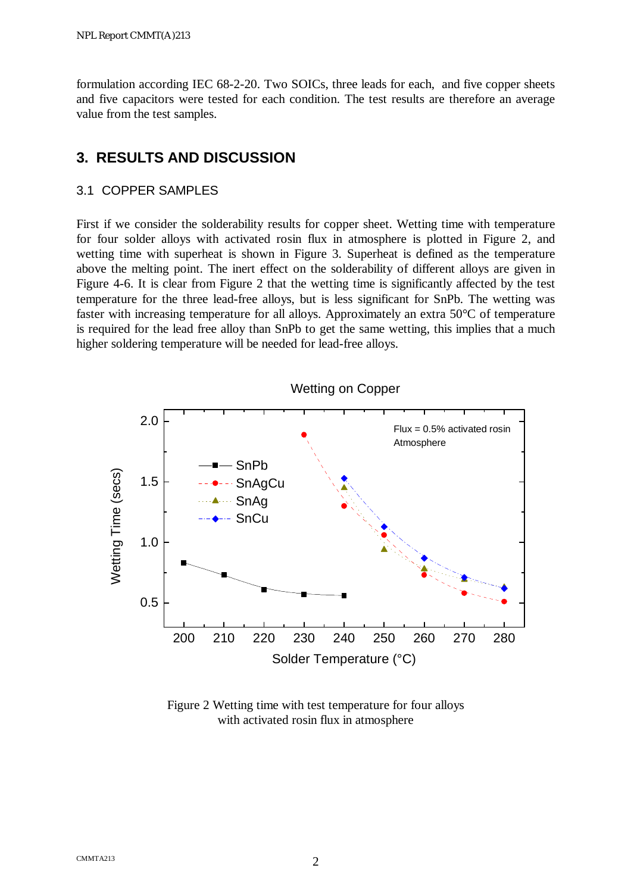formulation according IEC 68-2-20. Two SOICs, three leads for each, and five copper sheets and five capacitors were tested for each condition. The test results are therefore an average value from the test samples.

## 3. RESULTS AND DISCUSSION

### 3.1 COPPER SAMPLES

First if we consider the solderability results for copper sheet. Wetting time with temperature for four solder alloys with activated rosin flux in atmosphere is plotted in Figure 2, and wetting time with superheat is shown in Figure 3. Superheat is defined as the temperature above the melting point. The inert effect on the solderability of different alloys are given in Figure 4-6. It is clear from Figure 2 that the wetting time is significantly affected by the test temperature for the three lead-free alloys, but is less significant for SnPb. The wetting was faster with increasing temperature for all alloys. Approximately an extra 50°C of temperature is required for the lead free alloy than SnPb to get the same wetting, this implies that a much higher soldering temperature will be needed for lead-free alloys.

Figure 2 Wetting time with test temperature for four alloys with activated rosin flux in atmosphere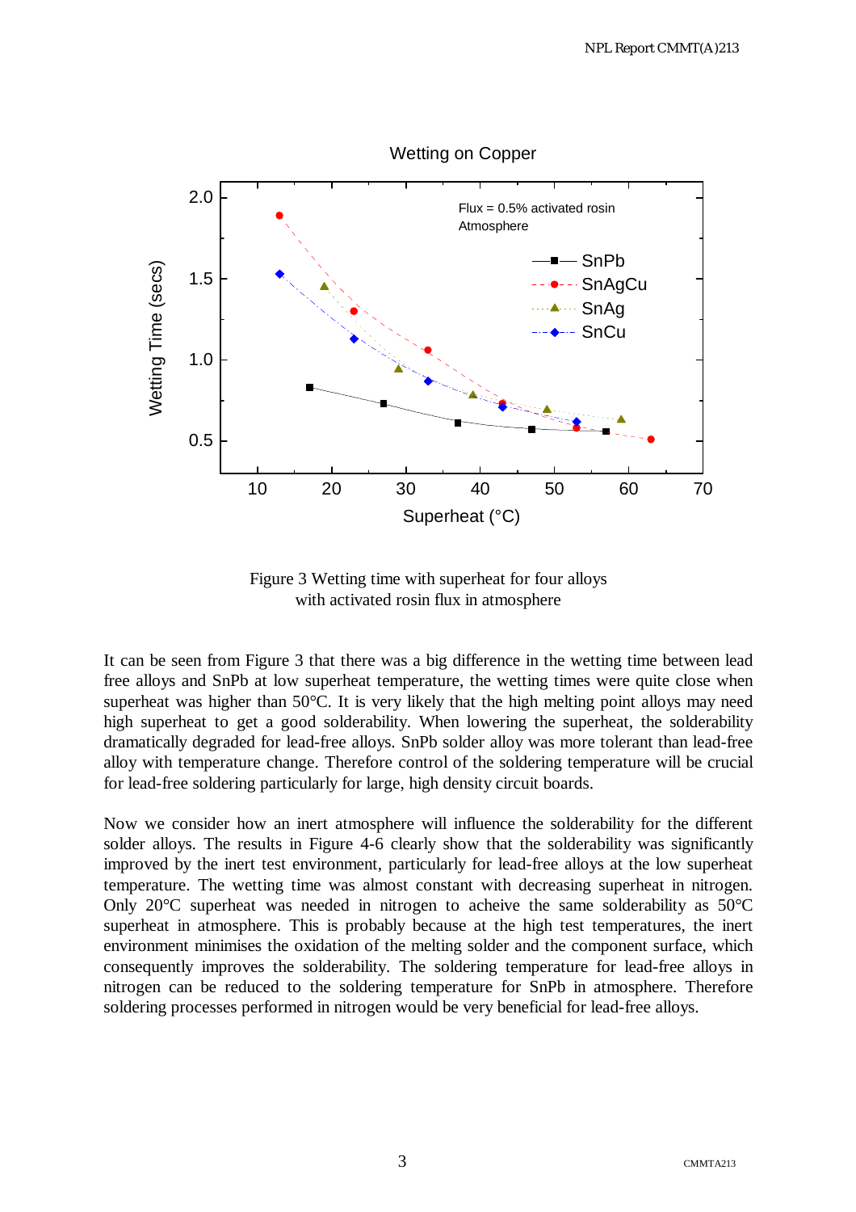Figure 3 Wetting time with superheat for four alloys with activated rosin flux in atmosphere

It can be seen from Figure 3 that there was a big difference in the wetting time between lead free alloys and SnPb at low superheat temperature, the wetting times were quite close when superheat was higher than 50°C. It is very likely that the high melting point alloys may need high superheat to get a good solderability. When lowering the superheat, the solderability dramatically degraded for lead-free alloys. SnPb solder alloy was more tolerant than lead-free alloy with temperature change. Therefore control of the soldering temperature will be crucial for lead-free soldering particularly for large, high density circuit boards.

Now we consider how an inert atmosphere will influence the solderability for the different solder alloys. The results in Figure 4-6 clearly show that the solderability was significantly improved by the inert test environment, particularly for lead-free alloys at the low superheat temperature. The wetting time was almost constant with decreasing superheat in nitrogen. Only 20°C superheat was needed in nitrogen to acheive the same solderability as 50°C superheat in atmosphere. This is probably because at the high test temperatures, the inert environment minimises the oxidation of the melting solder and the component surface, which consequently improves the solderability. The soldering temperature for lead-free alloys in nitrogen can be reduced to the soldering temperature for SnPb in atmosphere. Therefore soldering processes performed in nitrogen would be very beneficial for lead-free alloys.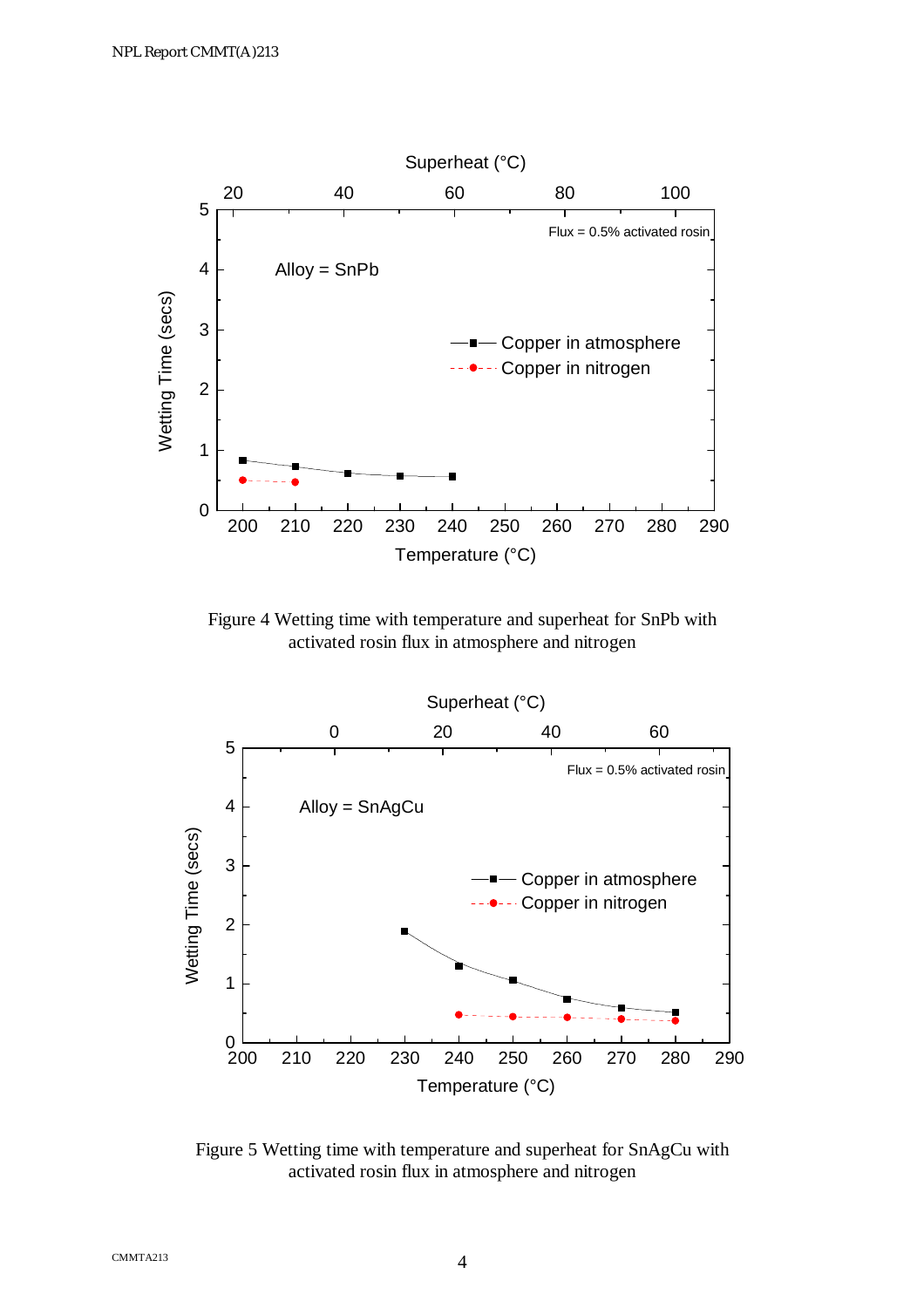Figure 4 Wetting time with temperature and superheat for SnPb with activated rosin flux in atmosphere and nitrogen

Figure 5 Wetting time with temperature and superheat for SnAgCu with activated rosin flux in atmosphere and nitrogen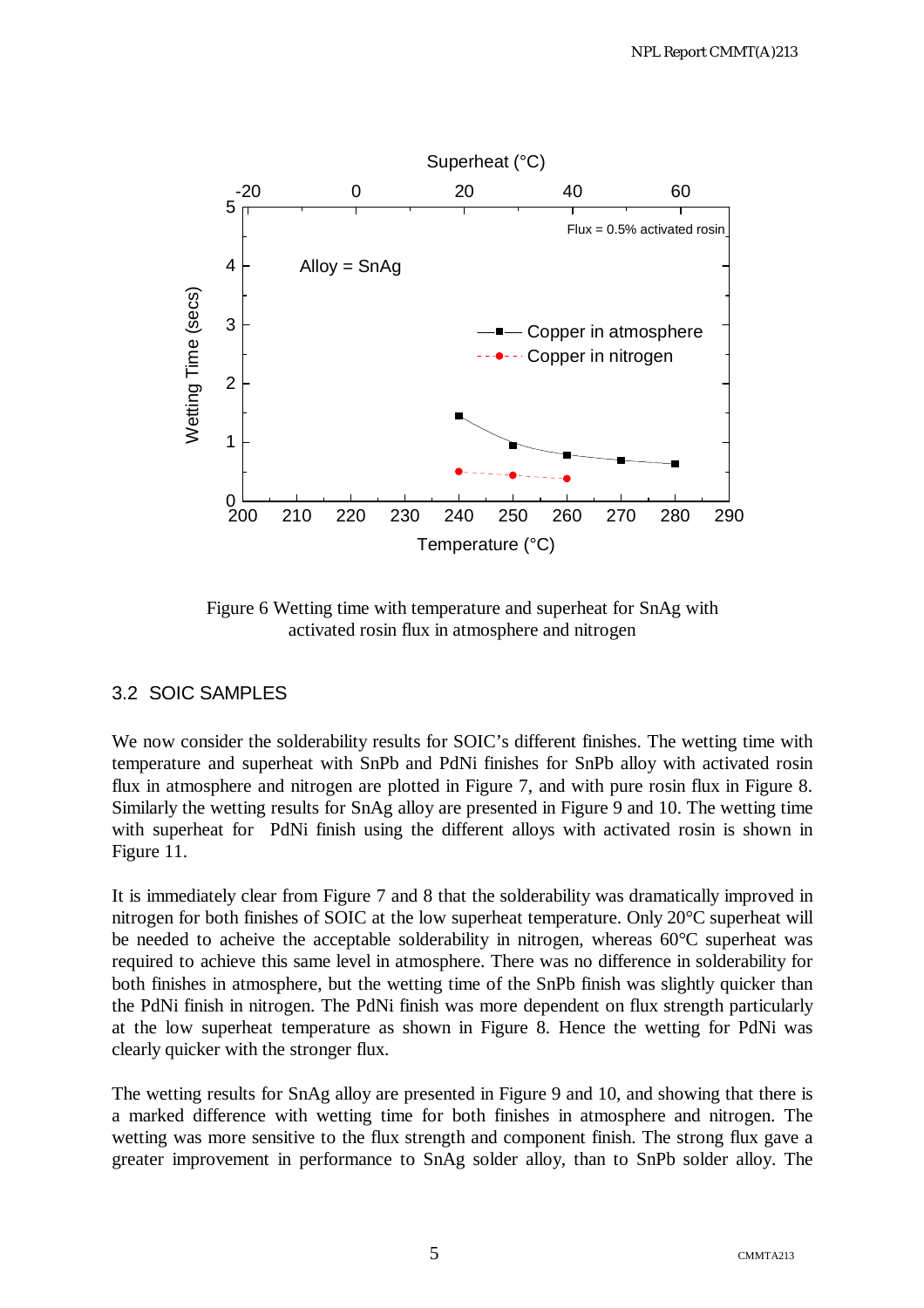Figure 6 Wetting time with temperature and superheat for SnAg with activated rosin flux in atmosphere and nitrogen

## 3.2 SOIC SAMPLES

We now consider the solderability results for SOIC's different finishes. The wetting time with temperature and superheat with SnPb and PdNi finishes for SnPb alloy with activated rosin flux in atmosphere and nitrogen are plotted in Figure 7, and with pure rosin flux in Figure 8. Similarly the wetting results for SnAg alloy are presented in Figure 9 and 10. The wetting time with superheat for PdNi finish using the different alloys with activated rosin is shown in Figure 11.

It is immediately clear from Figure 7 and 8 that the solderability was dramatically improved in nitrogen for both finishes of SOIC at the low superheat temperature. Only 20°C superheat will be needed to acheive the acceptable solderability in nitrogen, whereas 60°C superheat was required to achieve this same level in atmosphere. There was no difference in solderability for both finishes in atmosphere, but the wetting time of the SnPb finish was slightly quicker than the PdNi finish in nitrogen. The PdNi finish was more dependent on flux strength particularly at the low superheat temperature as shown in Figure 8. Hence the wetting for PdNi was clearly quicker with the stronger flux.

The wetting results for SnAg alloy are presented in Figure 9 and 10, and showing that there is a marked difference with wetting time for both finishes in atmosphere and nitrogen. The wetting was more sensitive to the flux strength and component finish. The strong flux gave a greater improvement in performance to SnAg solder alloy, than to SnPb solder alloy. The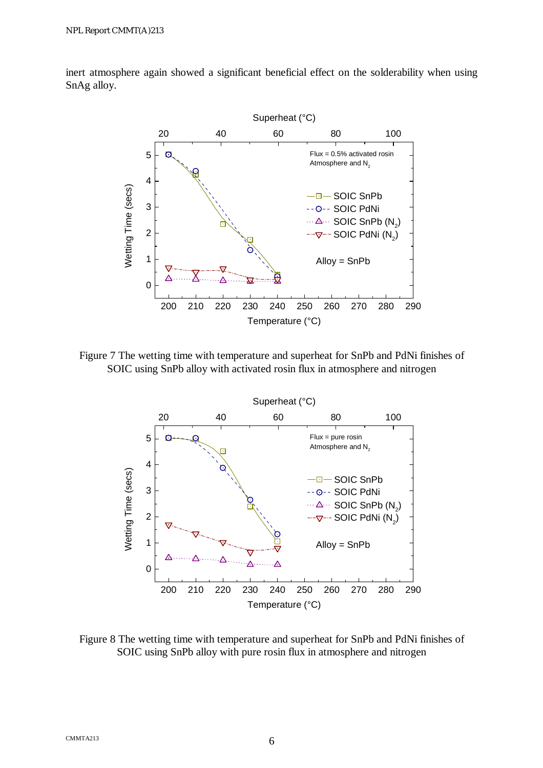inert atmosphere again showed a significant beneficial effect on the solderability when using SnAg alloy.

Figure 7 The wetting time with temperature and superheat for SnPb and PdNi finishes of SOIC using SnPb alloy with activated rosin flux in atmosphere and nitrogen

Figure 8 The wetting time with temperature and superheat for SnPb and PdNi finishes of SOIC using SnPb alloy with pure rosin flux in atmosphere and nitrogen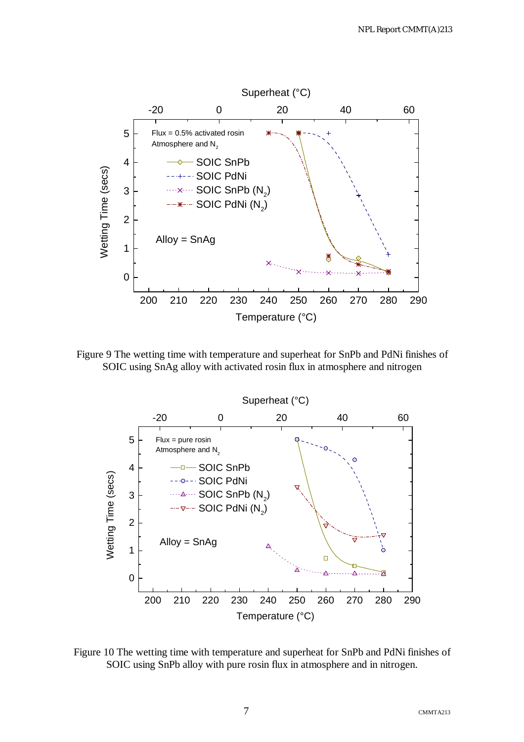Figure 9 The wetting time with temperature and superheat for SnPb and PdNi finishes of SOIC using SnAg alloy with activated rosin flux in atmosphere and nitrogen

Figure 10 The wetting time with temperature and superheat for SnPb and PdNi finishes of SOIC using SnPb alloy with pure rosin flux in atmosphere and in nitrogen.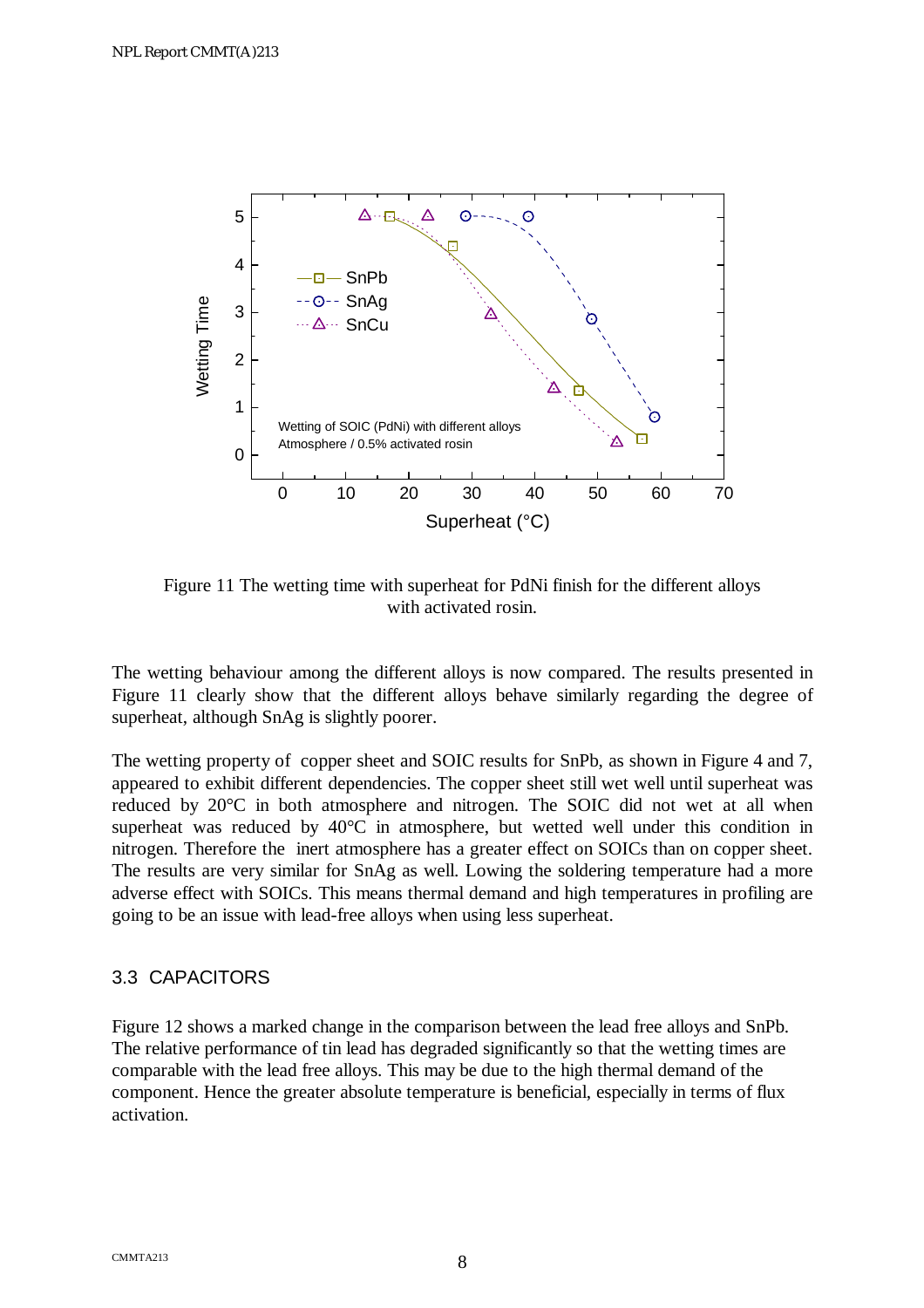Figure 11 The wetting time with superheat for PdNi finish for the different alloys with activated rosin.

The wetting behaviour among the different alloys is now compared. The results presented in Figure 11 clearly show that the different alloys behave similarly regarding the degree of superheat, although SnAg is slightly poorer.

The wetting property of copper sheet and SOIC results for SnPb, as shown in Figure 4 and 7, appeared to exhibit different dependencies. The copper sheet still wet well until superheat was reduced by 20°C in both atmosphere and nitrogen. The SOIC did not wet at all when superheat was reduced by 40°C in atmosphere, but wetted well under this condition in nitrogen. Therefore the inert atmosphere has a greater effect on SOICs than on copper sheet. The results are very similar for SnAg as well. Lowing the soldering temperature had a more adverse effect with SOICs. This means thermal demand and high temperatures in profiling are going to be an issue with lead-free alloys when using less superheat.

## 3.3 CAPACITORS

Figure 12 shows a marked change in the comparison between the lead free alloys and SnPb. The relative performance of tin lead has degraded significantly so that the wetting times are comparable with the lead free alloys. This may be due to the high thermal demand of the component. Hence the greater absolute temperature is beneficial, especially in terms of flux activation.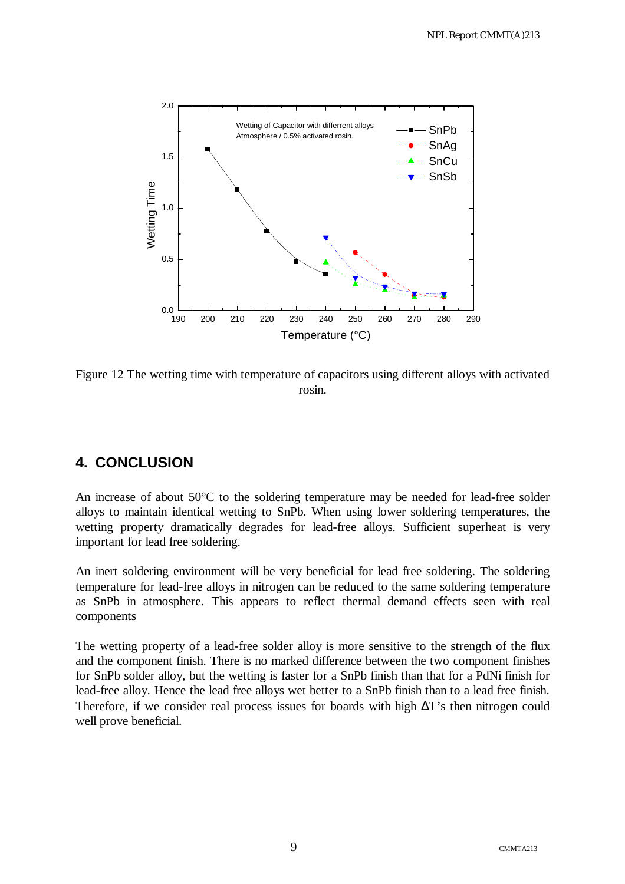Figure 12 The wetting time with temperature of capacitors using different alloys with activated rosin.

## 4. CONCLUSION

An increase of about 50°C to the soldering temperature may be needed for lead-free solder alloys to maintain identical wetting to SnPb. When using lower soldering temperatures, the wetting property dramatically degrades for lead-free alloys. Sufficient superheat is very important for lead free soldering.

An inert soldering environment will be very beneficial for lead free soldering. The soldering temperature for lead-free alloys in nitrogen can be reduced to the same soldering temperature as SnPb in atmosphere. This appears to reflect thermal demand effects seen with real components

The wetting property of a lead-free solder alloy is more sensitive to the strength of the flux and the component finish. There is no marked difference between the two component finishes for SnPb solder alloy, but the wetting is faster for a SnPb finish than that for a PdNi finish for lead-free alloy. Hence the lead free alloys wet better to a SnPb finish than to a lead free finish. Therefore, if we consider real process issues for boards with high $\Delta T$'s then nitrogen could well prove beneficial.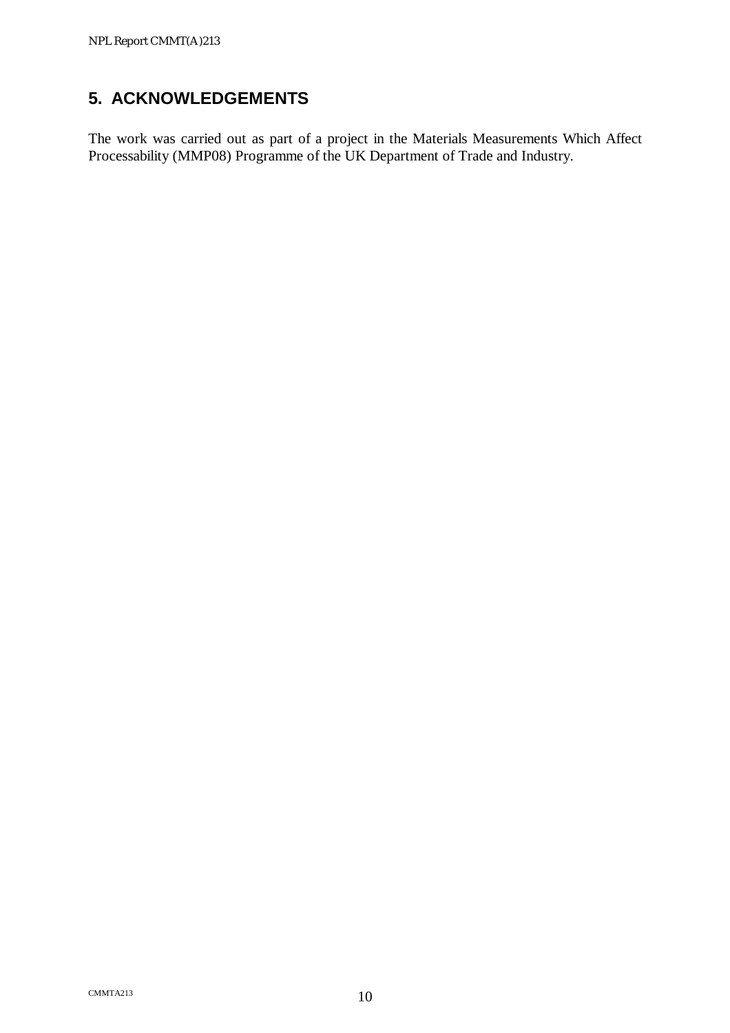## 5. ACKNOWLEDGEMENTS

The work was carried out as part of a project in the Materials Measurements Which Affect Processability (MMP08) Programme of the UK Department of Trade and Industry.